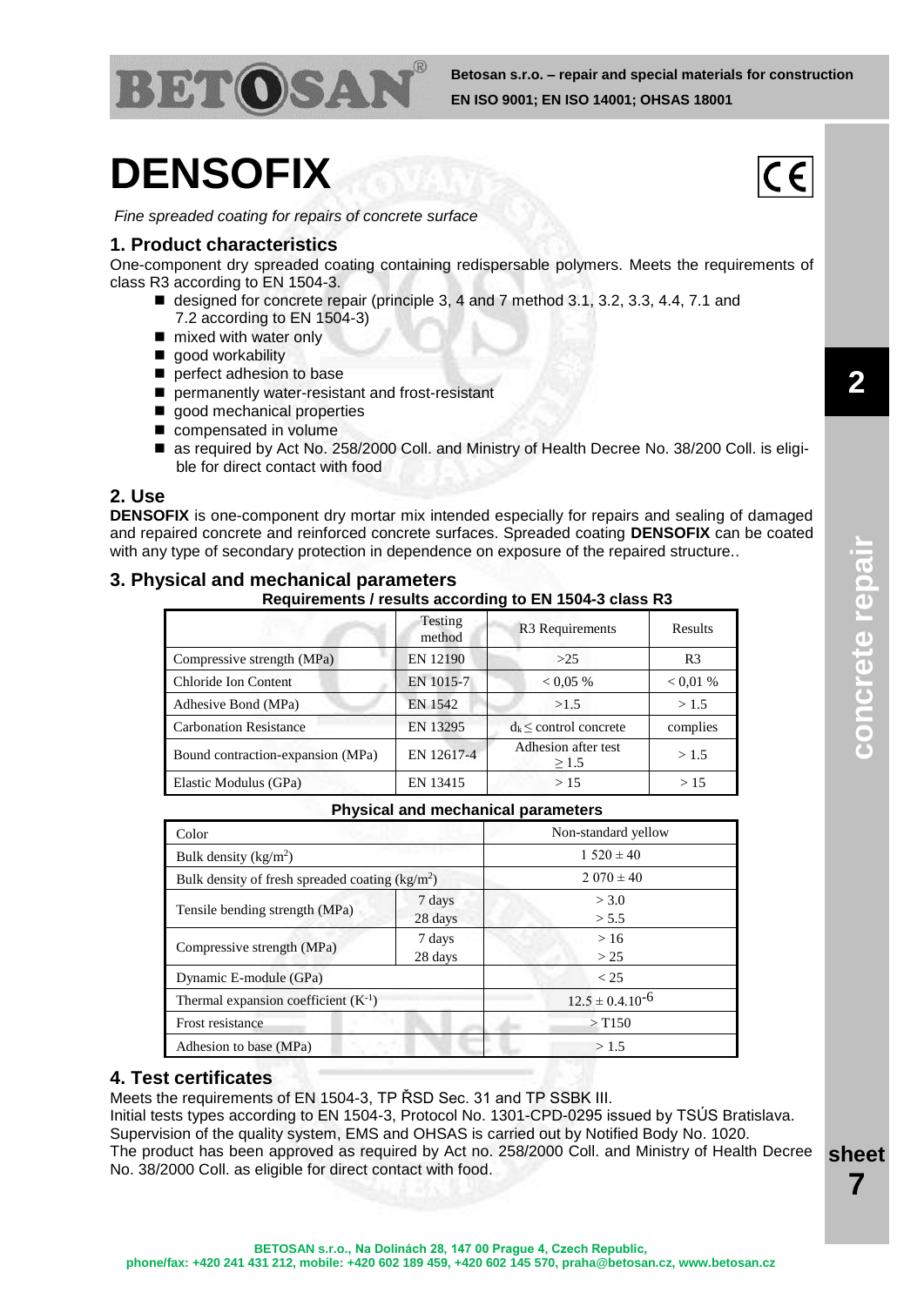# DENSOFIX

*Fine spreaded coating for repairs of concrete surface*

## 1. Product characteristics

One-component dry spreaded coating containing redispersable polymers. Meets the requirements of class R3 according to EN 1504-3.

- designed for concrete repair (principle 3, 4 and 7 method 3.1, 3.2, 3.3, 4.4, 7.1 and 7.2 according to EN 1504-3)
- mixed with water only
- good workability
- perfect adhesion to base
- permanently water-resistant and frost-resistant
- good mechanical properties
- compensated in volume
- as required by Act No. 258/2000 Coll. and Ministry of Health Decree No. 38/200 Coll. is eligible for direct contact with food

## 2. Use

**DENSOFIX** is one-component dry mortar mix intended especially for repairs and sealing of damaged and repaired concrete and reinforced concrete surfaces. Spreaded coating **DENSOFIX** can be coated with any type of secondary protection in dependence on exposure of the repaired structure..

## 3. Physical and mechanical parameters

**Requirements / results according to EN 1504-3 class R3**

| | Testing method | R3 Requirements | Results |
|---|---|---|---|
| Compressive strength (MPa) | EN 12190 | >25 | R3 |
| Chloride Ion Content | EN 1015-7 | < 0,05 % | < 0,01 % |
| Adhesive Bond (MPa) | EN 1542 | >1.5 | > 1.5 |
| Carbonation Resistance | EN 13295 | $d_k \leq$ control concrete | complies |
| Bound contraction-expansion (MPa) | EN 12617-4 | Adhesion after test ≥ 1.5 | > 1.5 |
| Elastic Modulus (GPa) | EN 13415 | > 15 | > 15 |

**Physical and mechanical parameters**

| | | |
|---|---|---|
| Color | | Non-standard yellow |
| Bulk density (kg/m$^2$) | | 1 520 ± 40 |
| Bulk density of fresh spreaded coating (kg/m$^2$) | | 2 070 ± 40 |
| Tensile bending strength (MPa) | 7 days | > 3.0 |
| | 28 days | > 5.5 |
| Compressive strength (MPa) | 7 days | > 16 |
| | 28 days | > 25 |
| Dynamic E-module (GPa) | | < 25 |
| Thermal expansion coefficient (K$^{-1}$) | | $12.5 \pm 0.4.10^{-6}$ |
| Frost resistance | | > T150 |
| Adhesion to base (MPa) | | > 1.5 |

## 4. Test certificates

Meets the requirements of EN 1504-3, TP ŘSD Sec. 31 and TP SSBK III.
Initial tests types according to EN 1504-3, Protocol No. 1301-CPD-0295 issued by TSÚS Bratislava.
Supervision of the quality system, EMS and OHSAS is carried out by Notified Body No. 1020.
The product has been approved as required by Act no. 258/2000 Coll. and Ministry of Health Decree No. 38/2000 Coll. as eligible for direct contact with food.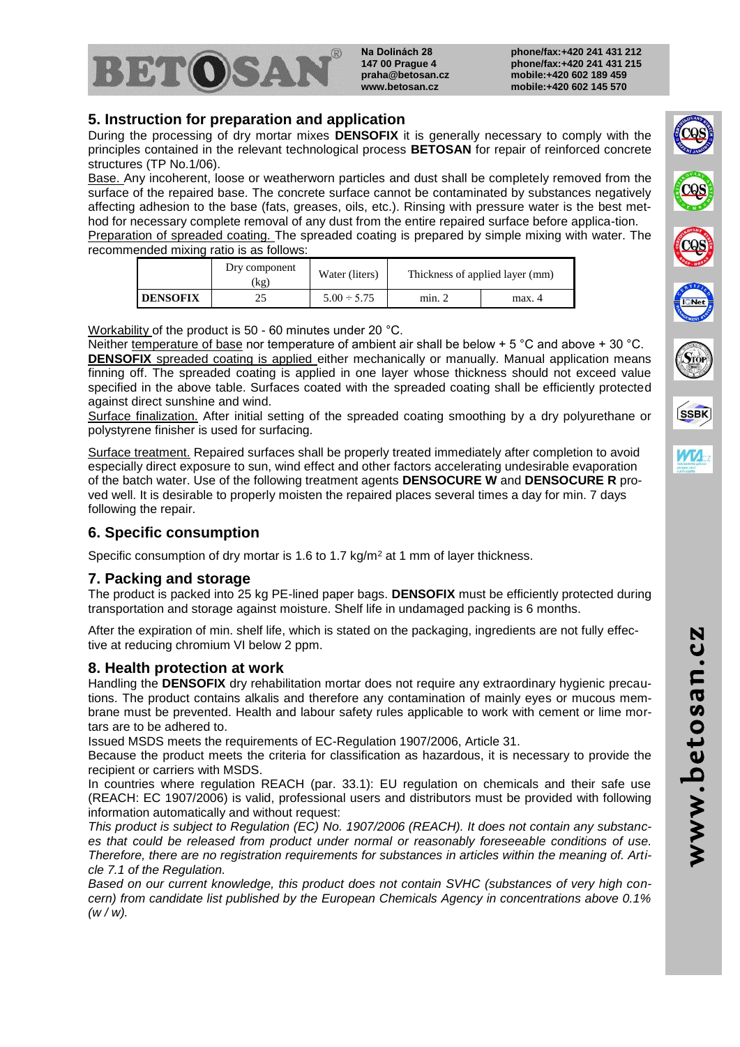## 5. Instruction for preparation and application

During the processing of dry mortar mixes **DENSOFIX** it is generally necessary to comply with the principles contained in the relevant technological process **BETOSAN** for repair of reinforced concrete structures (TP No.1/06).

Base. Any incoherent, loose or weatherworn particles and dust shall be completely removed from the surface of the repaired base. The concrete surface cannot be contaminated by substances negatively affecting adhesion to the base (fats, greases, oils, etc.). Rinsing with pressure water is the best method for necessary complete removal of any dust from the entire repaired surface before applica-tion.

Preparation of spreaded coating. The spreaded coating is prepared by simple mixing with water. The recommended mixing ratio is as follows:

| | Dry component (kg) | Water (liters) | Thickness of applied layer (mm) | |
|---|---|---|---|---|
| **DENSOFIX** | 25 | 5.00 ÷ 5.75 | min. 2 | max. 4 |

Workability of the product is 50 - 60 minutes under 20 °C.

Neither temperature of base nor temperature of ambient air shall be below + 5 °C and above + 30 °C.

**DENSOFIX** spreaded coating is applied either mechanically or manually. Manual application means finning off. The spreaded coating is applied in one layer whose thickness should not exceed value specified in the above table. Surfaces coated with the spreaded coating shall be efficiently protected against direct sunshine and wind.

Surface finalization. After initial setting of the spreaded coating smoothing by a dry polyurethane or polystyrene finisher is used for surfacing.

Surface treatment. Repaired surfaces shall be properly treated immediately after completion to avoid especially direct exposure to sun, wind effect and other factors accelerating undesirable evaporation of the batch water. Use of the following treatment agents **DENSOCURE W** and **DENSOCURE R** proved well. It is desirable to properly moisten the repaired places several times a day for min. 7 days following the repair.

## 6. Specific consumption

Specific consumption of dry mortar is 1.6 to 1.7 kg/m$^2$ at 1 mm of layer thickness.

## 7. Packing and storage

The product is packed into 25 kg PE-lined paper bags. **DENSOFIX** must be efficiently protected during transportation and storage against moisture. Shelf life in undamaged packing is 6 months.

After the expiration of min. shelf life, which is stated on the packaging, ingredients are not fully effective at reducing chromium VI below 2 ppm.

## 8. Health protection at work

Handling the **DENSOFIX** dry rehabilitation mortar does not require any extraordinary hygienic precautions. The product contains alkalis and therefore any contamination of mainly eyes or mucous membrane must be prevented. Health and labour safety rules applicable to work with cement or lime mortars are to be adhered to.

Issued MSDS meets the requirements of EC-Regulation 1907/2006, Article 31.

Because the product meets the criteria for classification as hazardous, it is necessary to provide the recipient or carriers with MSDS.

In countries where regulation REACH (par. 33.1): EU regulation on chemicals and their safe use (REACH: EC 1907/2006) is valid, professional users and distributors must be provided with following information automatically and without request:

*This product is subject to Regulation (EC) No. 1907/2006 (REACH). It does not contain any substances that could be released from product under normal or reasonably foreseeable conditions of use. Therefore, there are no registration requirements for substances in articles within the meaning of. Article 7.1 of the Regulation.*

*Based on our current knowledge, this product does not contain SVHC (substances of very high concern) from candidate list published by the European Chemicals Agency in concentrations above 0.1% (w / w).*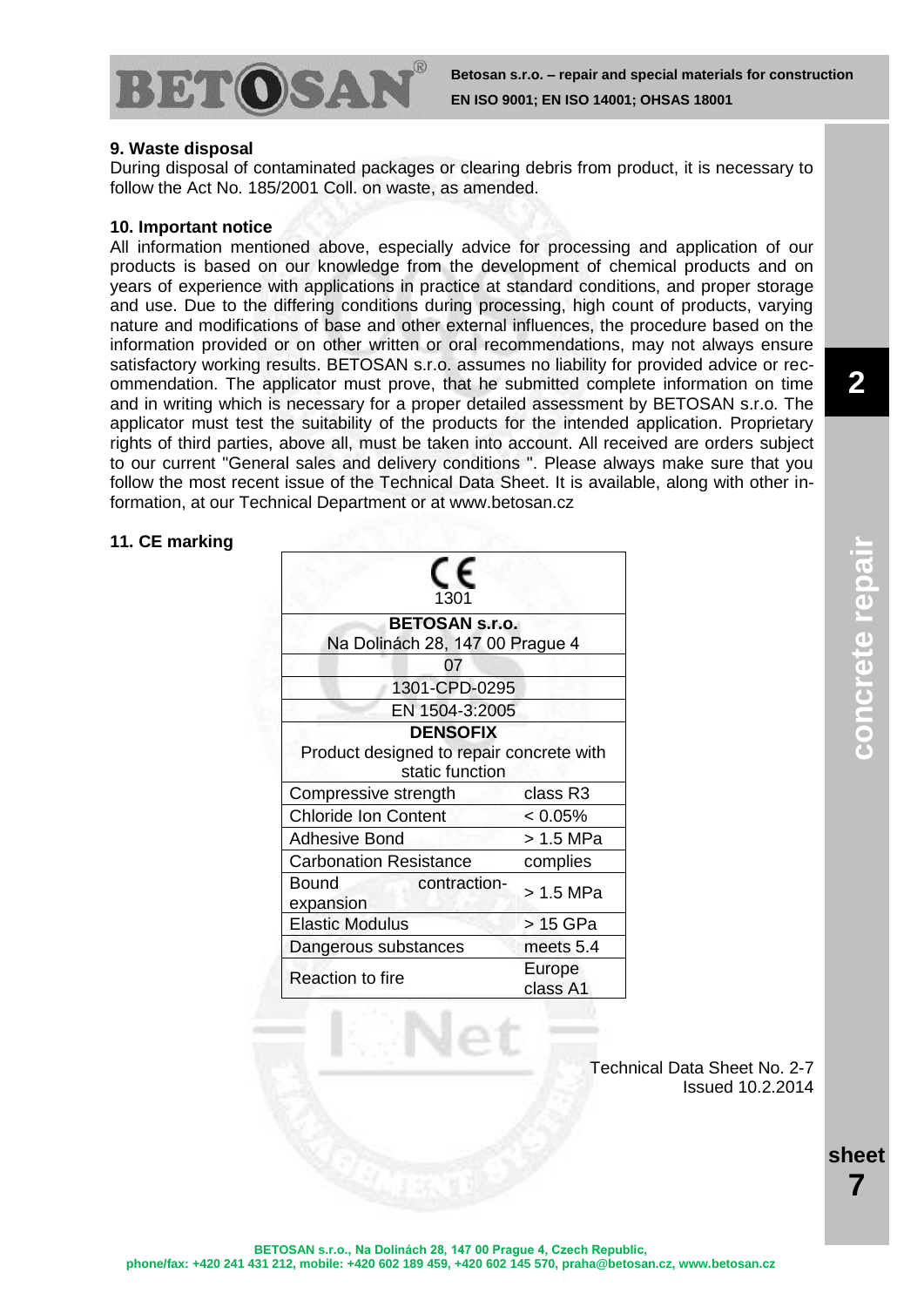### 9. Waste disposal

During disposal of contaminated packages or clearing debris from product, it is necessary to follow the Act No. 185/2001 Coll. on waste, as amended.

### 10. Important notice

All information mentioned above, especially advice for processing and application of our products is based on our knowledge from the development of chemical products and on years of experience with applications in practice at standard conditions, and proper storage and use. Due to the differing conditions during processing, high count of products, varying nature and modifications of base and other external influences, the procedure based on the information provided or on other written or oral recommendations, may not always ensure satisfactory working results. BETOSAN s.r.o. assumes no liability for provided advice or recommendation. The applicator must prove, that he submitted complete information on time and in writing which is necessary for a proper detailed assessment by BETOSAN s.r.o. The applicator must test the suitability of the products for the intended application. Proprietary rights of third parties, above all, must be taken into account. All received are orders subject to our current "General sales and delivery conditions ". Please always make sure that you follow the most recent issue of the Technical Data Sheet. It is available, along with other information, at our Technical Department or at www.betosan.cz

### 11. CE marking

| | |
|---|---|
| CE 1301 | |
| **BETOSAN s.r.o.** Na Dolinách 28, 147 00 Prague 4 | |
| 07 | |
| 1301-CPD-0295 | |
| EN 1504-3:2005 | |
| **DENSOFIX** Product designed to repair concrete with static function | |
| Compressive strength | class R3 |
| Chloride Ion Content | < 0.05% |
| Adhesive Bond | > 1.5 MPa |
| Carbonation Resistance | complies |
| Bound contraction-expansion | > 1.5 MPa |
| Elastic Modulus | > 15 GPa |
| Dangerous substances | meets 5.4 |
| Reaction to fire | Europe class A1 |

Technical Data Sheet No. 2-7
Issued 10.2.2014